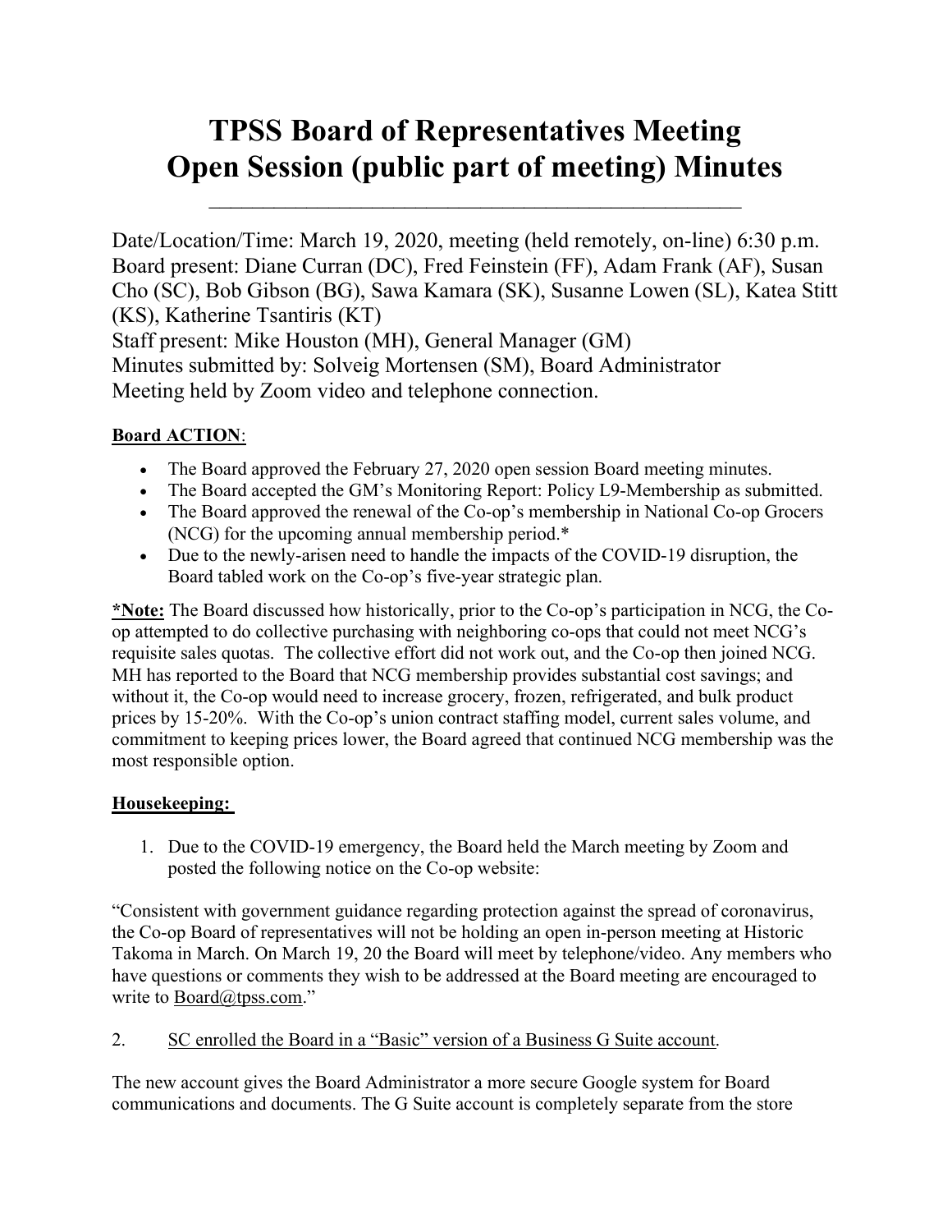# TPSS Board of Representatives Meeting
# Open Session (public part of meeting) Minutes

---

Date/Location/Time: March 19, 2020, meeting (held remotely, on-line) 6:30 p.m.
Board present: Diane Curran (DC), Fred Feinstein (FF), Adam Frank (AF), Susan Cho (SC), Bob Gibson (BG), Sawa Kamara (SK), Susanne Lowen (SL), Katea Stitt (KS), Katherine Tsantiris (KT)
Staff present: Mike Houston (MH), General Manager (GM)
Minutes submitted by: Solveig Mortensen (SM), Board Administrator
Meeting held by Zoom video and telephone connection.

**Board ACTION**:

- The Board approved the February 27, 2020 open session Board meeting minutes.
- The Board accepted the GM's Monitoring Report: Policy L9-Membership as submitted.
- The Board approved the renewal of the Co-op's membership in National Co-op Grocers (NCG) for the upcoming annual membership period.*
- Due to the newly-arisen need to handle the impacts of the COVID-19 disruption, the Board tabled work on the Co-op's five-year strategic plan.

**\*Note:** The Board discussed how historically, prior to the Co-op's participation in NCG, the Co-op attempted to do collective purchasing with neighboring co-ops that could not meet NCG's requisite sales quotas. The collective effort did not work out, and the Co-op then joined NCG. MH has reported to the Board that NCG membership provides substantial cost savings; and without it, the Co-op would need to increase grocery, frozen, refrigerated, and bulk product prices by 15-20%. With the Co-op's union contract staffing model, current sales volume, and commitment to keeping prices lower, the Board agreed that continued NCG membership was the most responsible option.

**Housekeeping:**

1. Due to the COVID-19 emergency, the Board held the March meeting by Zoom and posted the following notice on the Co-op website:

"Consistent with government guidance regarding protection against the spread of coronavirus, the Co-op Board of representatives will not be holding an open in-person meeting at Historic Takoma in March. On March 19, 20 the Board will meet by telephone/video. Any members who have questions or comments they wish to be addressed at the Board meeting are encouraged to write to Board@tpss.com."

2. SC enrolled the Board in a "Basic" version of a Business G Suite account.

The new account gives the Board Administrator a more secure Google system for Board communications and documents. The G Suite account is completely separate from the store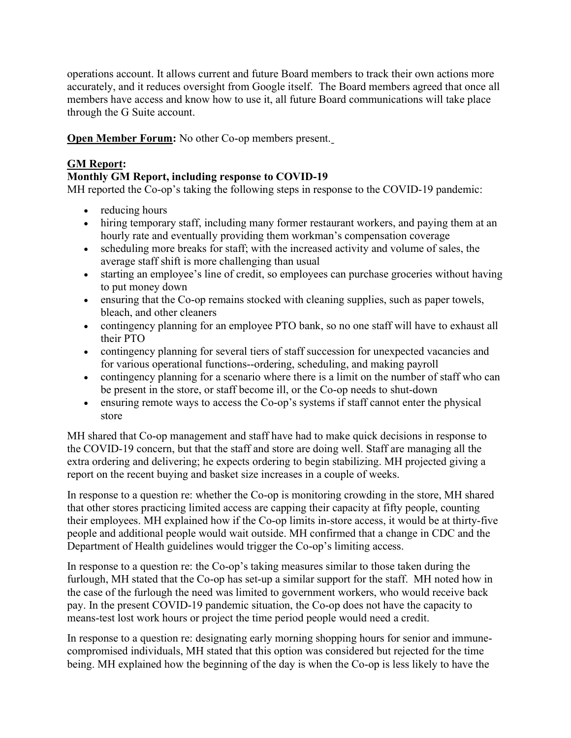operations account. It allows current and future Board members to track their own actions more accurately, and it reduces oversight from Google itself. The Board members agreed that once all members have access and know how to use it, all future Board communications will take place through the G Suite account.

**Open Member Forum:** No other Co-op members present.

**GM Report:**

**Monthly GM Report, including response to COVID-19**

MH reported the Co-op's taking the following steps in response to the COVID-19 pandemic:

- reducing hours
- hiring temporary staff, including many former restaurant workers, and paying them at an hourly rate and eventually providing them workman's compensation coverage
- scheduling more breaks for staff; with the increased activity and volume of sales, the average staff shift is more challenging than usual
- starting an employee's line of credit, so employees can purchase groceries without having to put money down
- ensuring that the Co-op remains stocked with cleaning supplies, such as paper towels, bleach, and other cleaners
- contingency planning for an employee PTO bank, so no one staff will have to exhaust all their PTO
- contingency planning for several tiers of staff succession for unexpected vacancies and for various operational functions--ordering, scheduling, and making payroll
- contingency planning for a scenario where there is a limit on the number of staff who can be present in the store, or staff become ill, or the Co-op needs to shut-down
- ensuring remote ways to access the Co-op's systems if staff cannot enter the physical store

MH shared that Co-op management and staff have had to make quick decisions in response to the COVID-19 concern, but that the staff and store are doing well. Staff are managing all the extra ordering and delivering; he expects ordering to begin stabilizing. MH projected giving a report on the recent buying and basket size increases in a couple of weeks.

In response to a question re: whether the Co-op is monitoring crowding in the store, MH shared that other stores practicing limited access are capping their capacity at fifty people, counting their employees. MH explained how if the Co-op limits in-store access, it would be at thirty-five people and additional people would wait outside. MH confirmed that a change in CDC and the Department of Health guidelines would trigger the Co-op's limiting access.

In response to a question re: the Co-op's taking measures similar to those taken during the furlough, MH stated that the Co-op has set-up a similar support for the staff. MH noted how in the case of the furlough the need was limited to government workers, who would receive back pay. In the present COVID-19 pandemic situation, the Co-op does not have the capacity to means-test lost work hours or project the time period people would need a credit.

In response to a question re: designating early morning shopping hours for senior and immune-compromised individuals, MH stated that this option was considered but rejected for the time being. MH explained how the beginning of the day is when the Co-op is less likely to have the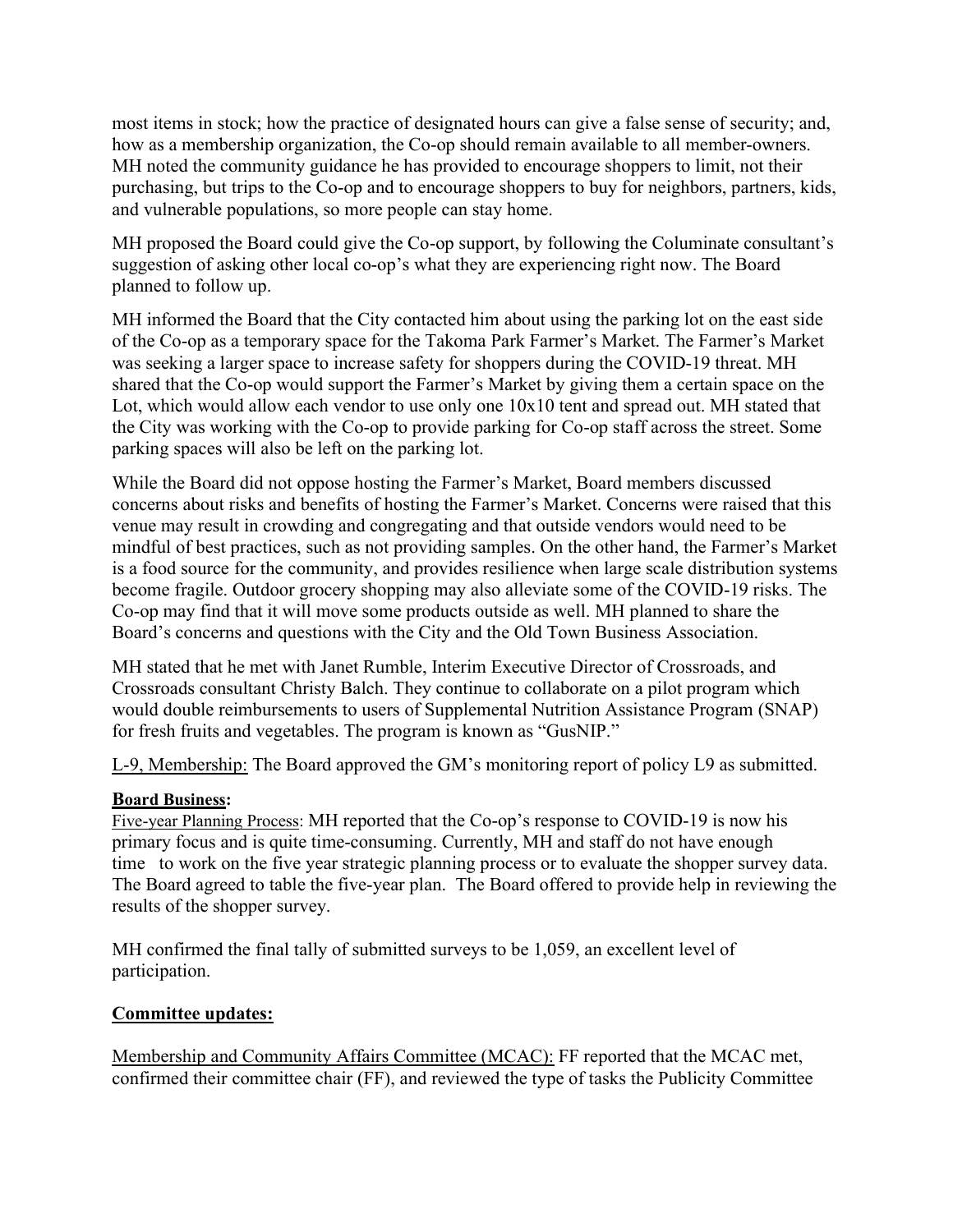most items in stock; how the practice of designated hours can give a false sense of security; and, how as a membership organization, the Co-op should remain available to all member-owners. MH noted the community guidance he has provided to encourage shoppers to limit, not their purchasing, but trips to the Co-op and to encourage shoppers to buy for neighbors, partners, kids, and vulnerable populations, so more people can stay home.

MH proposed the Board could give the Co-op support, by following the Columinate consultant's suggestion of asking other local co-op's what they are experiencing right now. The Board planned to follow up.

MH informed the Board that the City contacted him about using the parking lot on the east side of the Co-op as a temporary space for the Takoma Park Farmer's Market. The Farmer's Market was seeking a larger space to increase safety for shoppers during the COVID-19 threat. MH shared that the Co-op would support the Farmer's Market by giving them a certain space on the Lot, which would allow each vendor to use only one 10x10 tent and spread out. MH stated that the City was working with the Co-op to provide parking for Co-op staff across the street. Some parking spaces will also be left on the parking lot.

While the Board did not oppose hosting the Farmer's Market, Board members discussed concerns about risks and benefits of hosting the Farmer's Market. Concerns were raised that this venue may result in crowding and congregating and that outside vendors would need to be mindful of best practices, such as not providing samples. On the other hand, the Farmer's Market is a food source for the community, and provides resilience when large scale distribution systems become fragile. Outdoor grocery shopping may also alleviate some of the COVID-19 risks. The Co-op may find that it will move some products outside as well. MH planned to share the Board's concerns and questions with the City and the Old Town Business Association.

MH stated that he met with Janet Rumble, Interim Executive Director of Crossroads, and Crossroads consultant Christy Balch. They continue to collaborate on a pilot program which would double reimbursements to users of Supplemental Nutrition Assistance Program (SNAP) for fresh fruits and vegetables. The program is known as "GusNIP."

L-9, Membership: The Board approved the GM's monitoring report of policy L9 as submitted.

**Board Business:**

Five-year Planning Process: MH reported that the Co-op's response to COVID-19 is now his primary focus and is quite time-consuming. Currently, MH and staff do not have enough time to work on the five year strategic planning process or to evaluate the shopper survey data. The Board agreed to table the five-year plan. The Board offered to provide help in reviewing the results of the shopper survey.

MH confirmed the final tally of submitted surveys to be 1,059, an excellent level of participation.

**Committee updates:**

Membership and Community Affairs Committee (MCAC): FF reported that the MCAC met, confirmed their committee chair (FF), and reviewed the type of tasks the Publicity Committee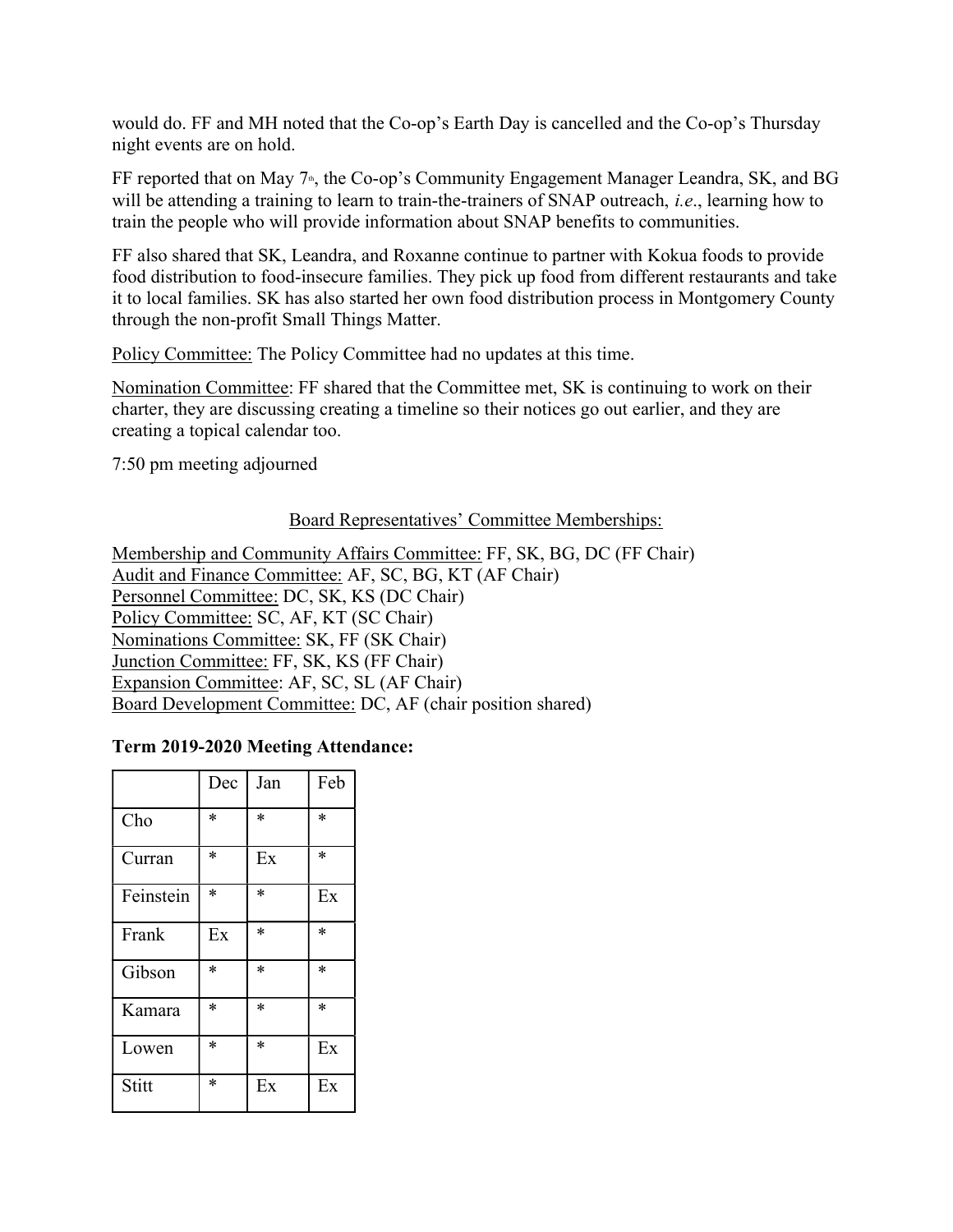would do. FF and MH noted that the Co-op's Earth Day is cancelled and the Co-op's Thursday night events are on hold.

FF reported that on May 7th, the Co-op's Community Engagement Manager Leandra, SK, and BG will be attending a training to learn to train-the-trainers of SNAP outreach, *i.e*., learning how to train the people who will provide information about SNAP benefits to communities.

FF also shared that SK, Leandra, and Roxanne continue to partner with Kokua foods to provide food distribution to food-insecure families. They pick up food from different restaurants and take it to local families. SK has also started her own food distribution process in Montgomery County through the non-profit Small Things Matter.

<u>Policy Committee:</u> The Policy Committee had no updates at this time.

<u>Nomination Committee</u>: FF shared that the Committee met, SK is continuing to work on their charter, they are discussing creating a timeline so their notices go out earlier, and they are creating a topical calendar too.

7:50 pm meeting adjourned

<u>Board Representatives' Committee Memberships:</u>

<u>Membership and Community Affairs Committee:</u> FF, SK, BG, DC (FF Chair)
<u>Audit and Finance Committee:</u> AF, SC, BG, KT (AF Chair)
<u>Personnel Committee:</u> DC, SK, KS (DC Chair)
<u>Policy Committee:</u> SC, AF, KT (SC Chair)
<u>Nominations Committee:</u> SK, FF (SK Chair)
<u>Junction Committee:</u> FF, SK, KS (FF Chair)
<u>Expansion Committee</u>: AF, SC, SL (AF Chair)
<u>Board Development Committee:</u> DC, AF (chair position shared)

**Term 2019-2020 Meeting Attendance:**

| | Dec | Jan | Feb |
|---|---|---|---|
| Cho | * | * | * |
| Curran | * | Ex | * |
| Feinstein | * | * | Ex |
| Frank | Ex | * | * |
| Gibson | * | * | * |
| Kamara | * | * | * |
| Lowen | * | * | Ex |
| Stitt | * | Ex | Ex |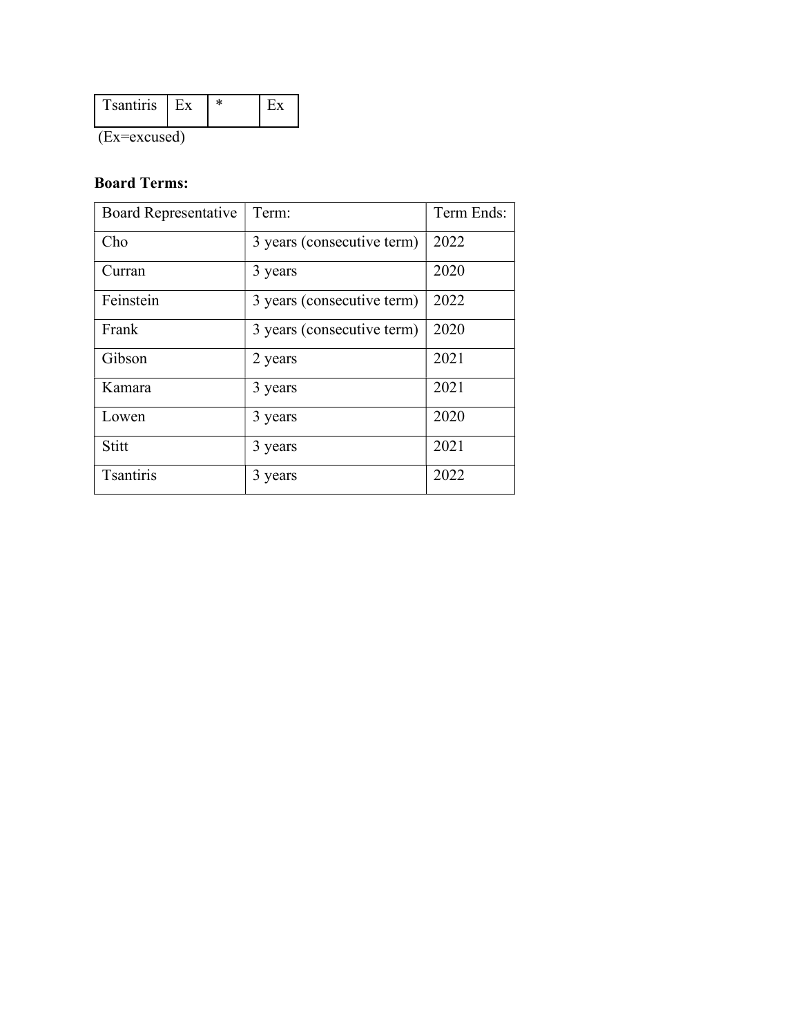| | | | |
|---|---|---|---|
| Tsantiris | Ex | * | Ex |

(Ex=excused)

**Board Terms:**

| Board Representative | Term: | Term Ends: |
|---|---|---|
| Cho | 3 years (consecutive term) | 2022 |
| Curran | 3 years | 2020 |
| Feinstein | 3 years (consecutive term) | 2022 |
| Frank | 3 years (consecutive term) | 2020 |
| Gibson | 2 years | 2021 |
| Kamara | 3 years | 2021 |
| Lowen | 3 years | 2020 |
| Stitt | 3 years | 2021 |
| Tsantiris | 3 years | 2022 |